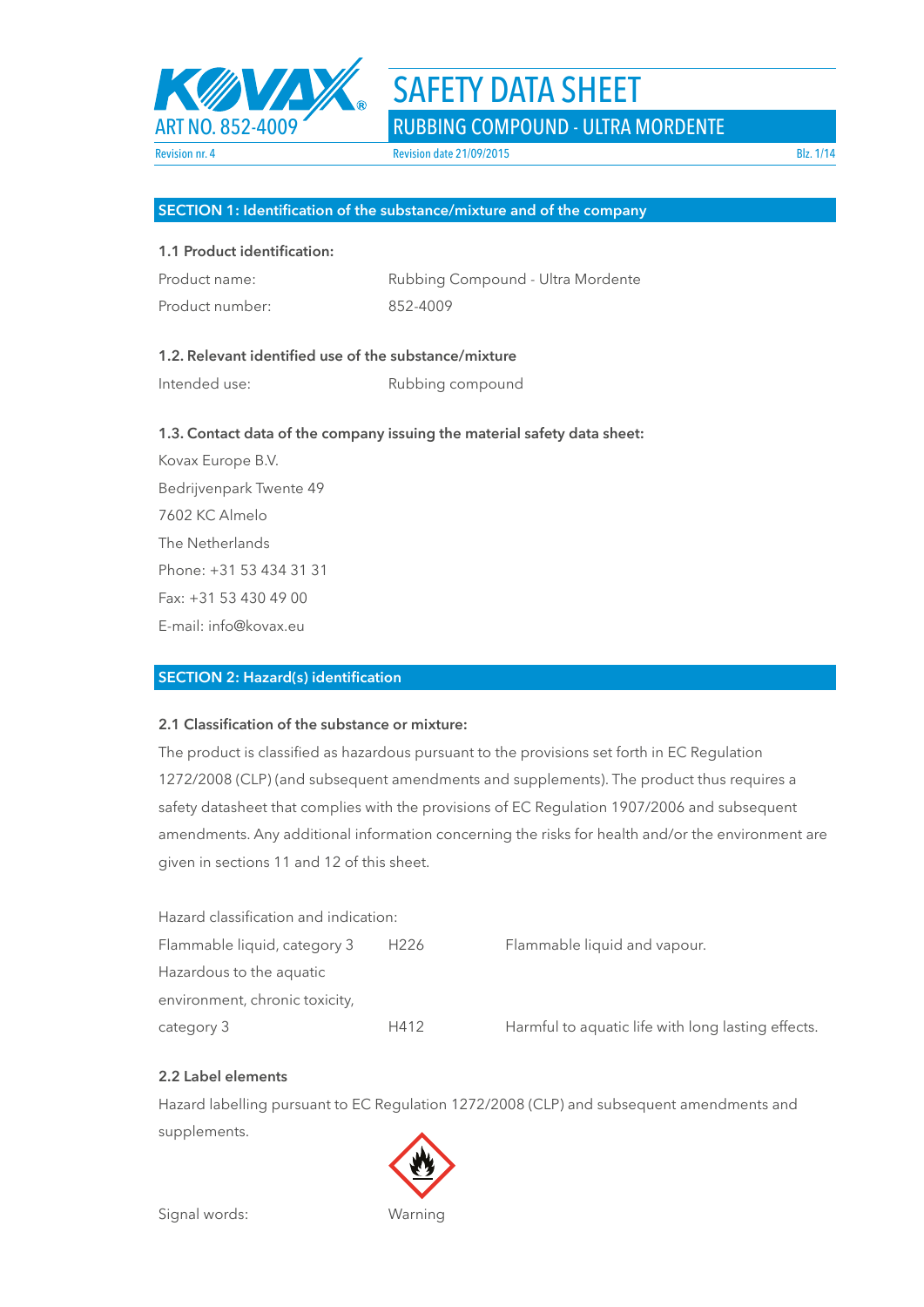# SAFETY DATA SHEET

## RUBBING COMPOUND - ULTRA MORDENTE

ART NO. 852-4009

Revision nr. 4

Revision date 21/09/2015

## SECTION 1: Identification of the substance/mixture and of the company

### 1.1 Product identification:

| | |
|---|---|
| Product name: | Rubbing Compound - Ultra Mordente |
| Product number: | 852-4009 |

### 1.2. Relevant identified use of the substance/mixture

| | |
|---|---|
| Intended use: | Rubbing compound |

### 1.3. Contact data of the company issuing the material safety data sheet:

Kovax Europe B.V.
Bedrijvenpark Twente 49
7602 KC Almelo
The Netherlands
Phone: +31 53 434 31 31
Fax: +31 53 430 49 00
E-mail: info@kovax.eu

## SECTION 2: Hazard(s) identification

### 2.1 Classification of the substance or mixture:

The product is classified as hazardous pursuant to the provisions set forth in EC Regulation 1272/2008 (CLP) (and subsequent amendments and supplements). The product thus requires a safety datasheet that complies with the provisions of EC Regulation 1907/2006 and subsequent amendments. Any additional information concerning the risks for health and/or the environment are given in sections 11 and 12 of this sheet.

Hazard classification and indication:

| | | |
|---|---|---|
| Flammable liquid, category 3 | H226 | Flammable liquid and vapour. |
| Hazardous to the aquatic environment, chronic toxicity, category 3 | H412 | Harmful to aquatic life with long lasting effects. |

### 2.2 Label elements

Hazard labelling pursuant to EC Regulation 1272/2008 (CLP) and subsequent amendments and supplements.

Signal words: Warning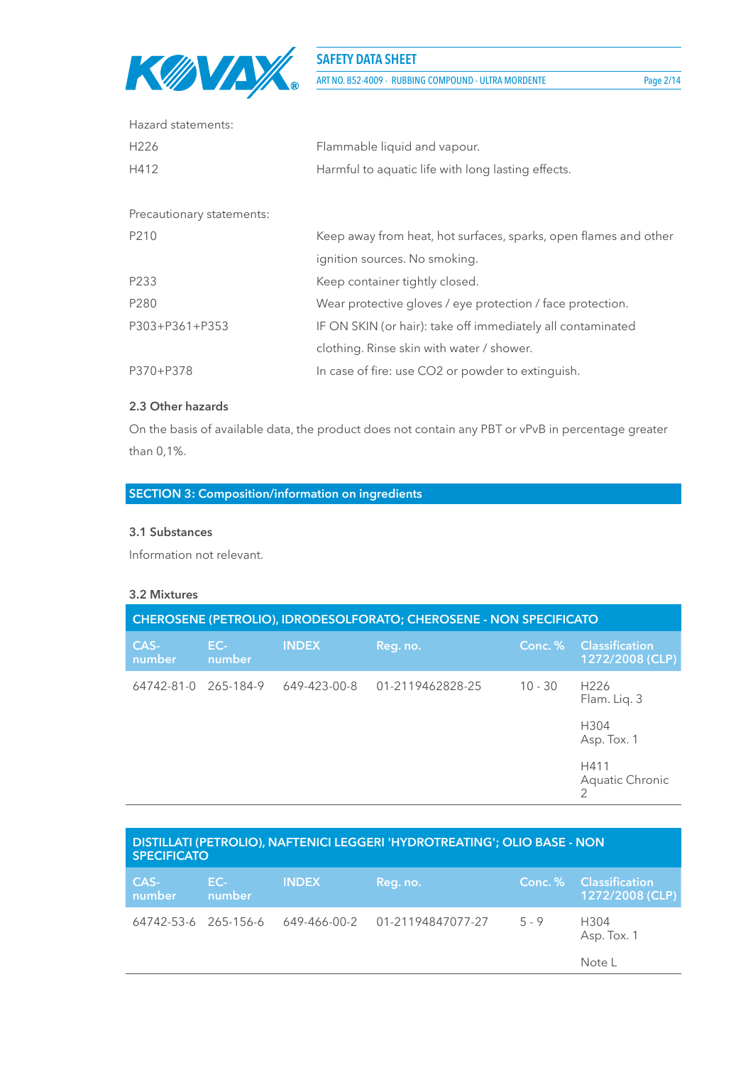Hazard statements:

| | |
|---|---|
| H226 | Flammable liquid and vapour. |
| H412 | Harmful to aquatic life with long lasting effects. |

Precautionary statements:

| | |
|---|---|
| P210 | Keep away from heat, hot surfaces, sparks, open flames and other ignition sources. No smoking. |
| P233 | Keep container tightly closed. |
| P280 | Wear protective gloves / eye protection / face protection. |
| P303+P361+P353 | IF ON SKIN (or hair): take off immediately all contaminated clothing. Rinse skin with water / shower. |
| P370+P378 | In case of fire: use $CO_2$ or powder to extinguish. |

### 2.3 Other hazards

On the basis of available data, the product does not contain any PBT or vPvB in percentage greater than 0,1%.

## SECTION 3: Composition/information on ingredients

### 3.1 Substances

Information not relevant.

### 3.2 Mixtures

**CHEROSENE (PETROLIO), IDRODESOLFORATO; CHEROSENE - NON SPECIFICATO**

| CAS-number | EC-number | INDEX | Reg. no. | Conc. % | Classification 1272/2008 (CLP) |
|---|---|---|---|---|---|
| 64742-81-0 | 265-184-9 | 649-423-00-8 | 01-2119462828-25 | 10 - 30 | H226 Flam. Liq. 3<br>H304 Asp. Tox. 1<br>H411 Aquatic Chronic 2 |

**DISTILLATI (PETROLIO), NAFTENICI LEGGERI 'HYDROTREATING'; OLIO BASE - NON SPECIFICATO**

| CAS-number | EC-number | INDEX | Reg. no. | Conc. % | Classification 1272/2008 (CLP) |
|---|---|---|---|---|---|
| 64742-53-6 | 265-156-6 | 649-466-00-2 | 01-21194847077-27 | 5 - 9 | H304 Asp. Tox. 1<br>Note L |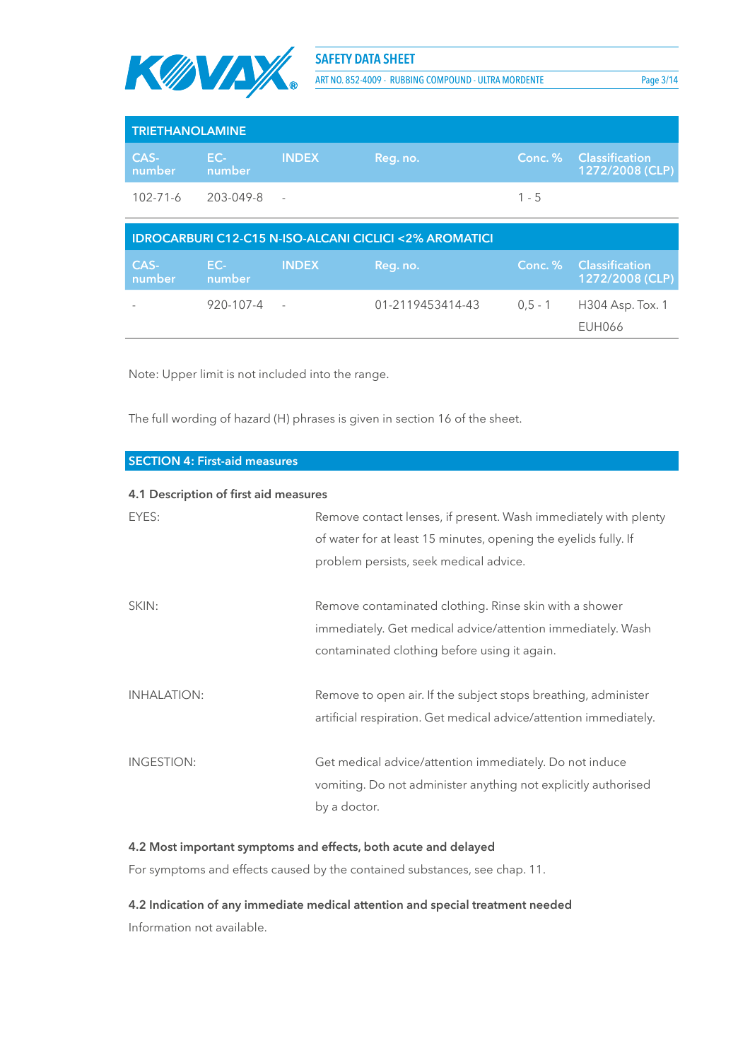**TRIETHANOLAMINE**

| CAS-number | EC-number | INDEX | Reg. no. | Conc. % | Classification 1272/2008 (CLP) |
|---|---|---|---|---|---|
| 102-71-6 | 203-049-8 | - | | 1 - 5 | |

**IDROCARBURI C12-C15 N-ISO-ALCANI CICLICI <2% AROMATICI**

| CAS-number | EC-number | INDEX | Reg. no. | Conc. % | Classification 1272/2008 (CLP) |
|---|---|---|---|---|---|
| - | 920-107-4 | - | 01-2119453414-43 | 0,5 - 1 | H304 Asp. Tox. 1 EUH066 |

Note: Upper limit is not included into the range.

The full wording of hazard (H) phrases is given in section 16 of the sheet.

## SECTION 4: First-aid measures

### 4.1 Description of first aid measures

EYES: Remove contact lenses, if present. Wash immediately with plenty of water for at least 15 minutes, opening the eyelids fully. If problem persists, seek medical advice.

SKIN: Remove contaminated clothing. Rinse skin with a shower immediately. Get medical advice/attention immediately. Wash contaminated clothing before using it again.

INHALATION: Remove to open air. If the subject stops breathing, administer artificial respiration. Get medical advice/attention immediately.

INGESTION: Get medical advice/attention immediately. Do not induce vomiting. Do not administer anything not explicitly authorised by a doctor.

### 4.2 Most important symptoms and effects, both acute and delayed

For symptoms and effects caused by the contained substances, see chap. 11.

### 4.2 Indication of any immediate medical attention and special treatment needed

Information not available.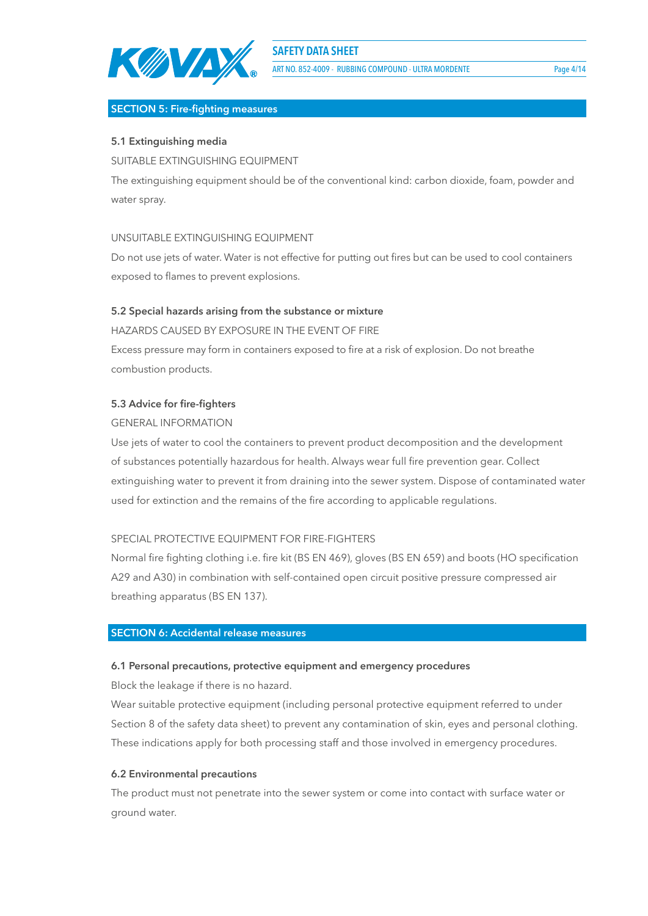## SECTION 5: Fire-fighting measures

### 5.1 Extinguishing media

SUITABLE EXTINGUISHING EQUIPMENT

The extinguishing equipment should be of the conventional kind: carbon dioxide, foam, powder and water spray.

UNSUITABLE EXTINGUISHING EQUIPMENT

Do not use jets of water. Water is not effective for putting out fires but can be used to cool containers exposed to flames to prevent explosions.

### 5.2 Special hazards arising from the substance or mixture

HAZARDS CAUSED BY EXPOSURE IN THE EVENT OF FIRE

Excess pressure may form in containers exposed to fire at a risk of explosion. Do not breathe combustion products.

### 5.3 Advice for fire-fighters

GENERAL INFORMATION

Use jets of water to cool the containers to prevent product decomposition and the development of substances potentially hazardous for health. Always wear full fire prevention gear. Collect extinguishing water to prevent it from draining into the sewer system. Dispose of contaminated water used for extinction and the remains of the fire according to applicable regulations.

SPECIAL PROTECTIVE EQUIPMENT FOR FIRE-FIGHTERS

Normal fire fighting clothing i.e. fire kit (BS EN 469), gloves (BS EN 659) and boots (HO specification A29 and A30) in combination with self-contained open circuit positive pressure compressed air breathing apparatus (BS EN 137).

## SECTION 6: Accidental release measures

### 6.1 Personal precautions, protective equipment and emergency procedures

Block the leakage if there is no hazard.

Wear suitable protective equipment (including personal protective equipment referred to under Section 8 of the safety data sheet) to prevent any contamination of skin, eyes and personal clothing. These indications apply for both processing staff and those involved in emergency procedures.

### 6.2 Environmental precautions

The product must not penetrate into the sewer system or come into contact with surface water or ground water.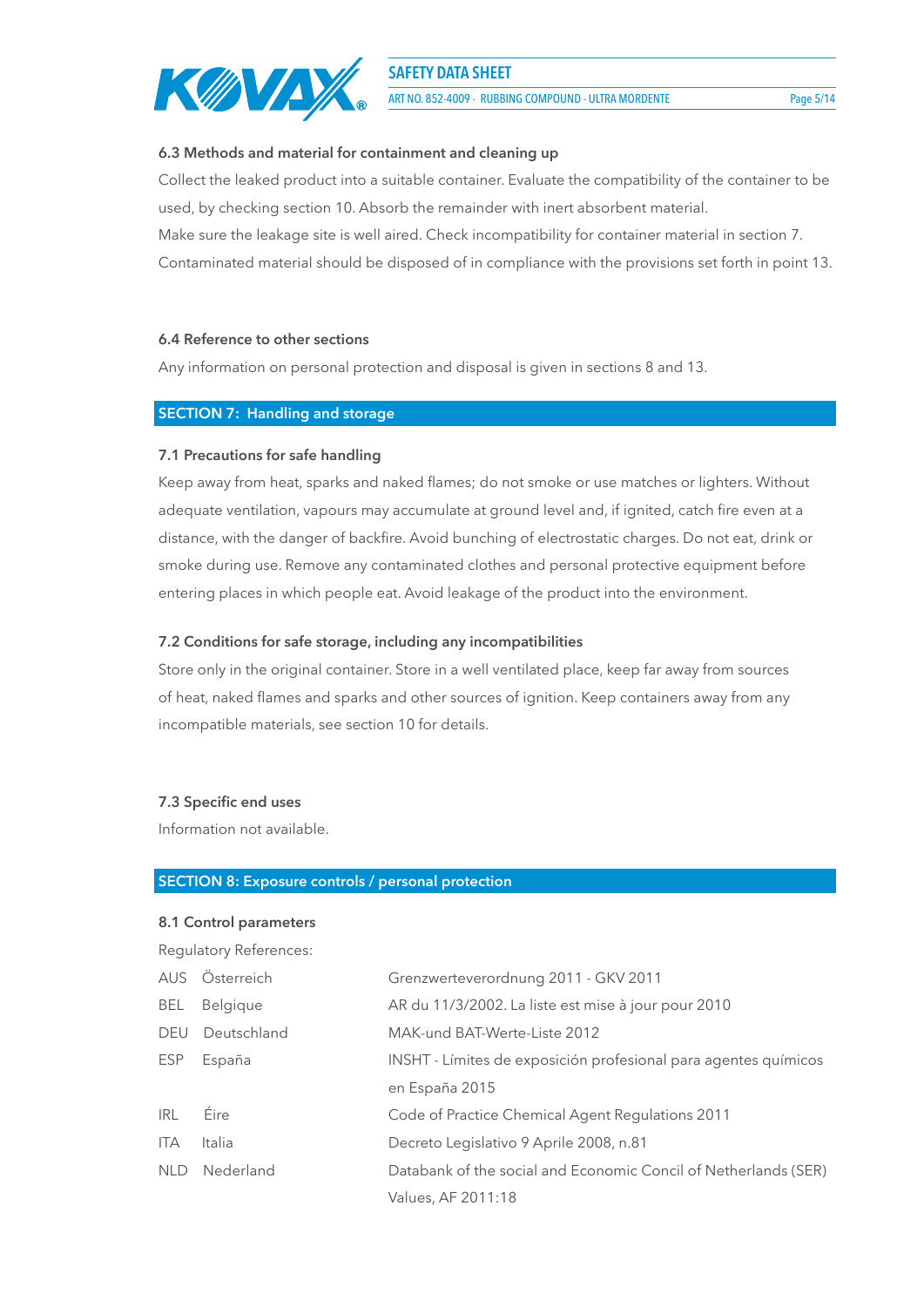### 6.3 Methods and material for containment and cleaning up

Collect the leaked product into a suitable container. Evaluate the compatibility of the container to be used, by checking section 10. Absorb the remainder with inert absorbent material.
Make sure the leakage site is well aired. Check incompatibility for container material in section 7.
Contaminated material should be disposed of in compliance with the provisions set forth in point 13.

### 6.4 Reference to other sections

Any information on personal protection and disposal is given in sections 8 and 13.

## SECTION 7: Handling and storage

### 7.1 Precautions for safe handling

Keep away from heat, sparks and naked flames; do not smoke or use matches or lighters. Without adequate ventilation, vapours may accumulate at ground level and, if ignited, catch fire even at a distance, with the danger of backfire. Avoid bunching of electrostatic charges. Do not eat, drink or smoke during use. Remove any contaminated clothes and personal protective equipment before entering places in which people eat. Avoid leakage of the product into the environment.

### 7.2 Conditions for safe storage, including any incompatibilities

Store only in the original container. Store in a well ventilated place, keep far away from sources of heat, naked flames and sparks and other sources of ignition. Keep containers away from any incompatible materials, see section 10 for details.

### 7.3 Specific end uses

Information not available.

## SECTION 8: Exposure controls / personal protection

### 8.1 Control parameters

Regulatory References:

| | | |
|---|---|---|
| AUS | Österreich | Grenzwerteverordnung 2011 - GKV 2011 |
| BEL | Belgique | AR du 11/3/2002. La liste est mise à jour pour 2010 |
| DEU | Deutschland | MAK-und BAT-Werte-Liste 2012 |
| ESP | España | INSHT - Límites de exposición profesional para agentes químicos en España 2015 |
| IRL | Éire | Code of Practice Chemical Agent Regulations 2011 |
| ITA | Italia | Decreto Legislativo 9 Aprile 2008, n.81 |
| NLD | Nederland | Databank of the social and Economic Concil of Netherlands (SER) Values, AF 2011:18 |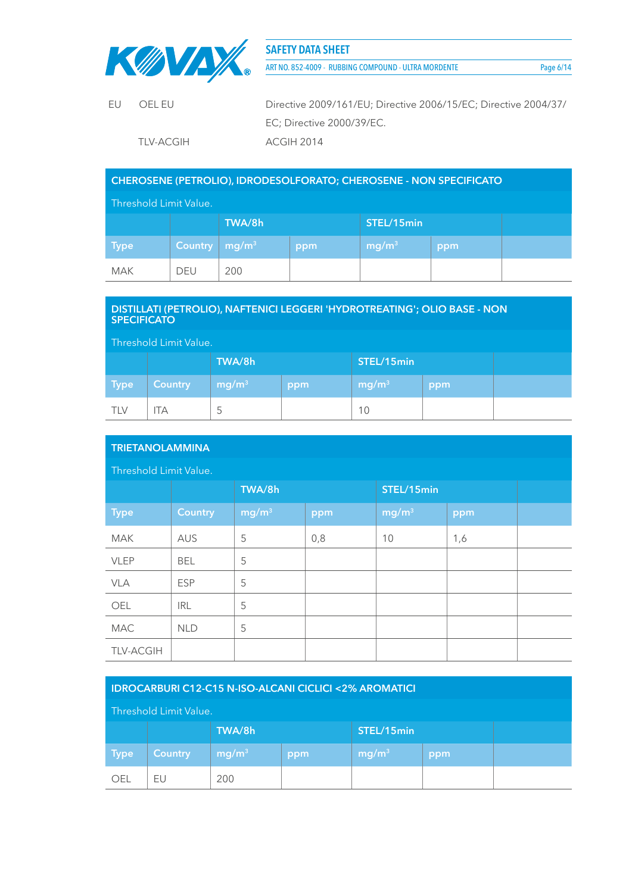| | | |
|---|---|---|
| EU | OEL EU | Directive 2009/161/EU; Directive 2006/15/EC; Directive 2004/37/EC; Directive 2000/39/EC. |
| | TLV-ACGIH | ACGIH 2014 |

## CHEROSENE (PETROLIO), IDRODESOLFORATO; CHEROSENE - NON SPECIFICATO

Threshold Limit Value.

| | | TWA/8h | | STEL/15min | | |
|---|---|---|---|---|---|---|
| Type | Country | mg/m³ | ppm | mg/m³ | ppm | |
| MAK | DEU | 200 | | | | |

## DISTILLATI (PETROLIO), NAFTENICI LEGGERI 'HYDROTREATING'; OLIO BASE - NON SPECIFICATO

Threshold Limit Value.

| | | TWA/8h | | STEL/15min | | |
|---|---|---|---|---|---|---|
| Type | Country | mg/m³ | ppm | mg/m³ | ppm | |
| TLV | ITA | 5 | | 10 | | |

## TRIETANOLAMMINA

Threshold Limit Value.

| | | TWA/8h | | STEL/15min | | |
|---|---|---|---|---|---|---|
| Type | Country | mg/m³ | ppm | mg/m³ | ppm | |
| MAK | AUS | 5 | 0,8 | 10 | 1,6 | |
| VLEP | BEL | 5 | | | | |
| VLA | ESP | 5 | | | | |
| OEL | IRL | 5 | | | | |
| MAC | NLD | 5 | | | | |
| TLV-ACGIH | | | | | | |

## IDROCARBURI C12-C15 N-ISO-ALCANI CICLICI <2% AROMATICI

Threshold Limit Value.

| | | TWA/8h | | STEL/15min | | |
|---|---|---|---|---|---|---|
| Type | Country | mg/m³ | ppm | mg/m³ | ppm | |
| OEL | EU | 200 | | | | |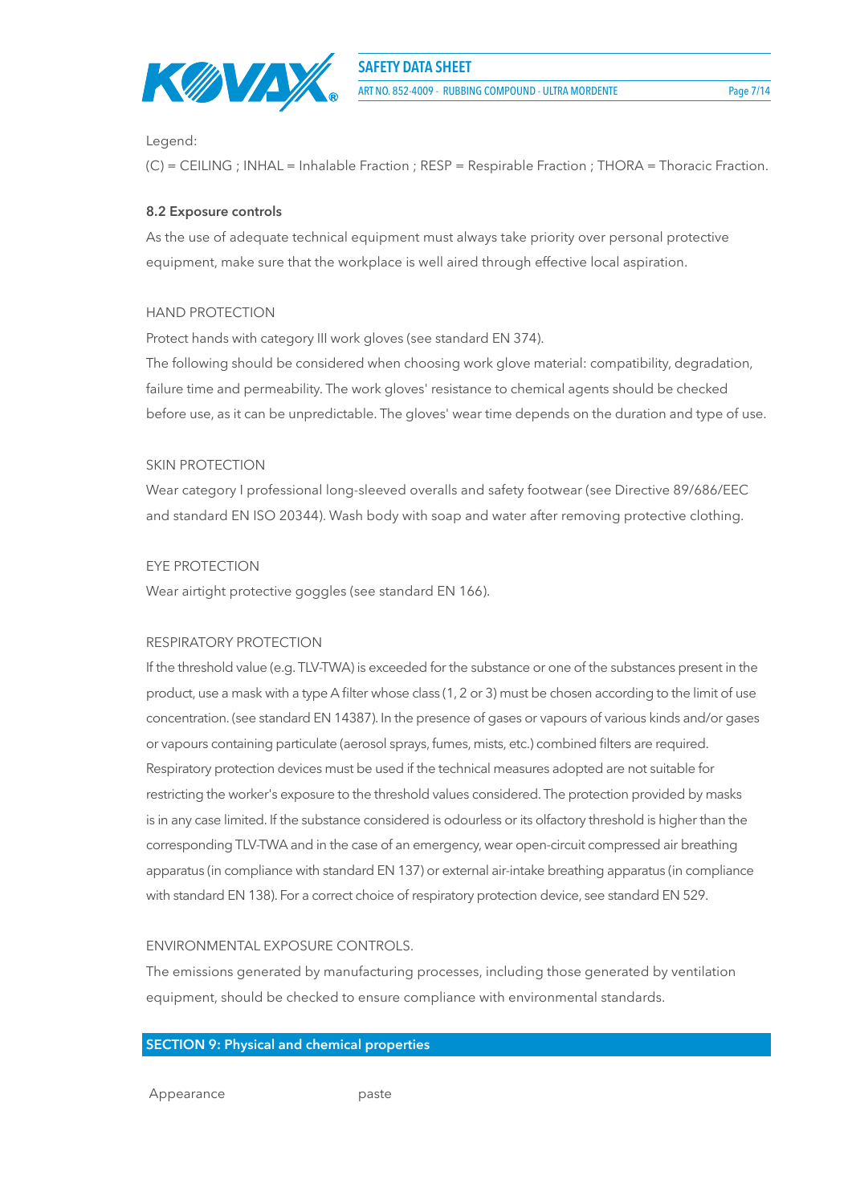Legend:

(C) = CEILING ; INHAL = Inhalable Fraction ; RESP = Respirable Fraction ; THORA = Thoracic Fraction.

### 8.2 Exposure controls

As the use of adequate technical equipment must always take priority over personal protective equipment, make sure that the workplace is well aired through effective local aspiration.

HAND PROTECTION

Protect hands with category III work gloves (see standard EN 374).

The following should be considered when choosing work glove material: compatibility, degradation, failure time and permeability. The work gloves' resistance to chemical agents should be checked before use, as it can be unpredictable. The gloves' wear time depends on the duration and type of use.

SKIN PROTECTION

Wear category I professional long-sleeved overalls and safety footwear (see Directive 89/686/EEC and standard EN ISO 20344). Wash body with soap and water after removing protective clothing.

EYE PROTECTION

Wear airtight protective goggles (see standard EN 166).

RESPIRATORY PROTECTION

If the threshold value (e.g. TLV-TWA) is exceeded for the substance or one of the substances present in the product, use a mask with a type A filter whose class (1, 2 or 3) must be chosen according to the limit of use concentration. (see standard EN 14387). In the presence of gases or vapours of various kinds and/or gases or vapours containing particulate (aerosol sprays, fumes, mists, etc.) combined filters are required.

Respiratory protection devices must be used if the technical measures adopted are not suitable for restricting the worker's exposure to the threshold values considered. The protection provided by masks is in any case limited. If the substance considered is odourless or its olfactory threshold is higher than the corresponding TLV-TWA and in the case of an emergency, wear open-circuit compressed air breathing apparatus (in compliance with standard EN 137) or external air-intake breathing apparatus (in compliance with standard EN 138). For a correct choice of respiratory protection device, see standard EN 529.

ENVIRONMENTAL EXPOSURE CONTROLS.

The emissions generated by manufacturing processes, including those generated by ventilation equipment, should be checked to ensure compliance with environmental standards.

## SECTION 9: Physical and chemical properties

| Appearance | paste |
|---|---|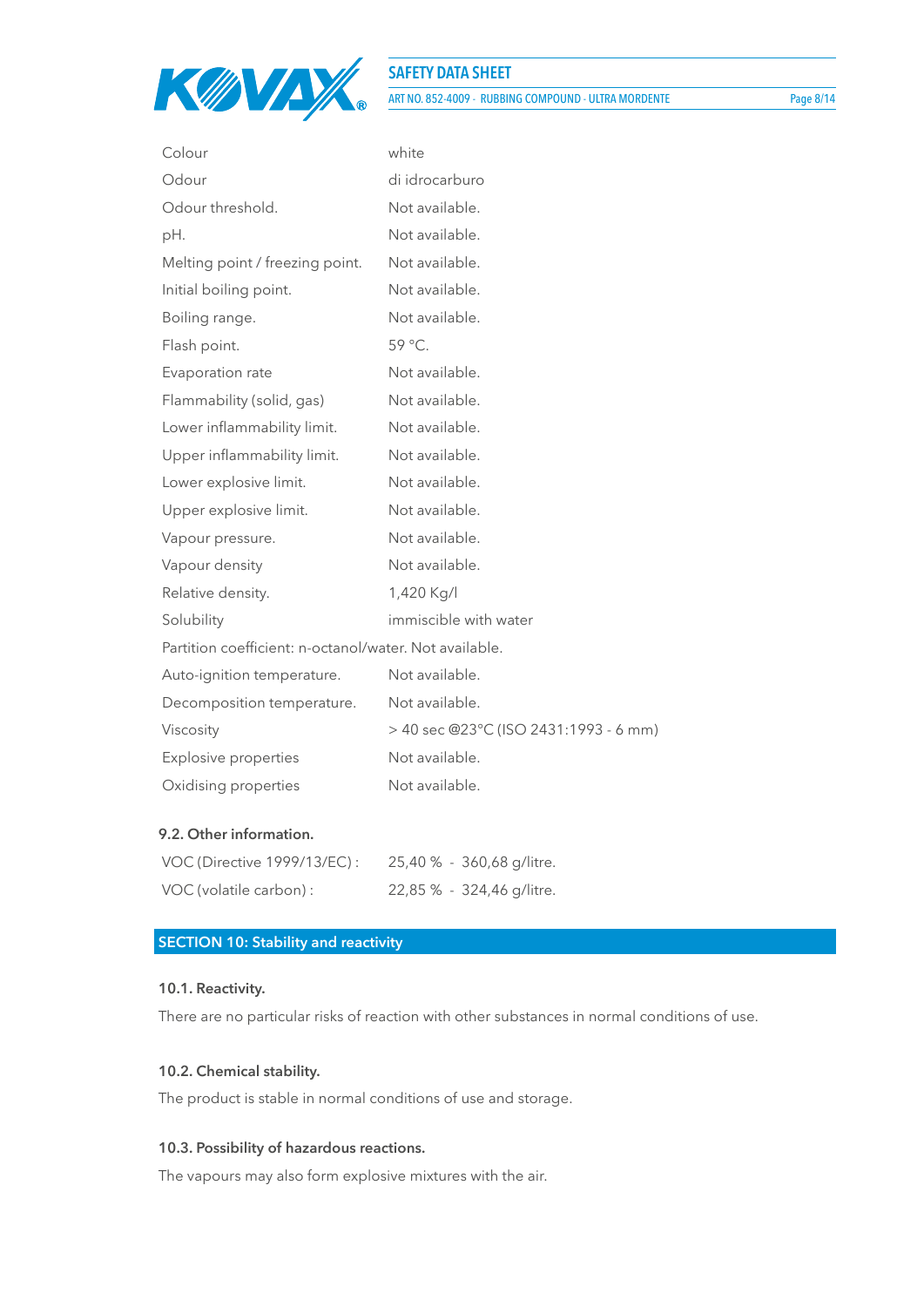| | |
|---|---|
| Colour | white |
| Odour | di idrocarburo |
| Odour threshold. | Not available. |
| pH. | Not available. |
| Melting point / freezing point. | Not available. |
| Initial boiling point. | Not available. |
| Boiling range. | Not available. |
| Flash point. | 59 °C. |
| Evaporation rate | Not available. |
| Flammability (solid, gas) | Not available. |
| Lower inflammability limit. | Not available. |
| Upper inflammability limit. | Not available. |
| Lower explosive limit. | Not available. |
| Upper explosive limit. | Not available. |
| Vapour pressure. | Not available. |
| Vapour density | Not available. |
| Relative density. | 1,420 Kg/l |
| Solubility | immiscible with water |

Partition coefficient: n-octanol/water. Not available.

| | |
|---|---|
| Auto-ignition temperature. | Not available. |
| Decomposition temperature. | Not available. |
| Viscosity | > 40 sec @23°C (ISO 2431:1993 - 6 mm) |
| Explosive properties | Not available. |
| Oxidising properties | Not available. |

### 9.2. Other information.

| | |
|---|---|
| VOC (Directive 1999/13/EC) : | 25,40 % - 360,68 g/litre. |
| VOC (volatile carbon) : | 22,85 % - 324,46 g/litre. |

## SECTION 10: Stability and reactivity

### 10.1. Reactivity.

There are no particular risks of reaction with other substances in normal conditions of use.

### 10.2. Chemical stability.

The product is stable in normal conditions of use and storage.

### 10.3. Possibility of hazardous reactions.

The vapours may also form explosive mixtures with the air.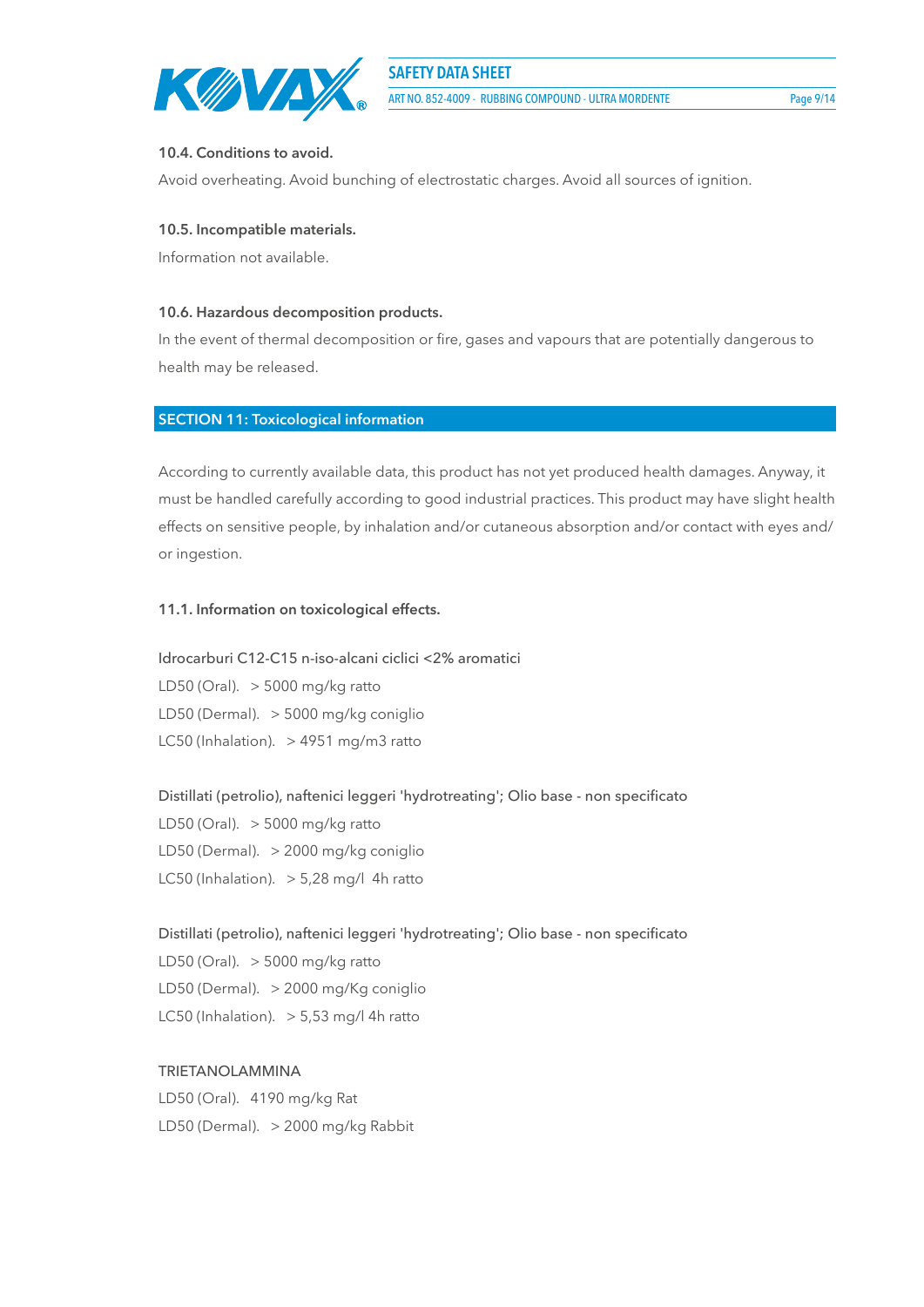### 10.4. Conditions to avoid.

Avoid overheating. Avoid bunching of electrostatic charges. Avoid all sources of ignition.

### 10.5. Incompatible materials.

Information not available.

### 10.6. Hazardous decomposition products.

In the event of thermal decomposition or fire, gases and vapours that are potentially dangerous to health may be released.

## SECTION 11: Toxicological information

According to currently available data, this product has not yet produced health damages. Anyway, it must be handled carefully according to good industrial practices. This product may have slight health effects on sensitive people, by inhalation and/or cutaneous absorption and/or contact with eyes and/or ingestion.

### 11.1. Information on toxicological effects.

Idrocarburi C12-C15 n-iso-alcani ciclici <2% aromatici

LD50 (Oral). > 5000 mg/kg ratto

LD50 (Dermal). > 5000 mg/kg coniglio

LC50 (Inhalation). > 4951 mg/m3 ratto

Distillati (petrolio), naftenici leggeri 'hydrotreating'; Olio base - non specificato

LD50 (Oral). > 5000 mg/kg ratto

LD50 (Dermal). > 2000 mg/kg coniglio

LC50 (Inhalation). > 5,28 mg/l 4h ratto

Distillati (petrolio), naftenici leggeri 'hydrotreating'; Olio base - non specificato

LD50 (Oral). > 5000 mg/kg ratto

LD50 (Dermal). > 2000 mg/Kg coniglio

LC50 (Inhalation). > 5,53 mg/l 4h ratto

TRIETANOLAMMINA

LD50 (Oral). 4190 mg/kg Rat

LD50 (Dermal). > 2000 mg/kg Rabbit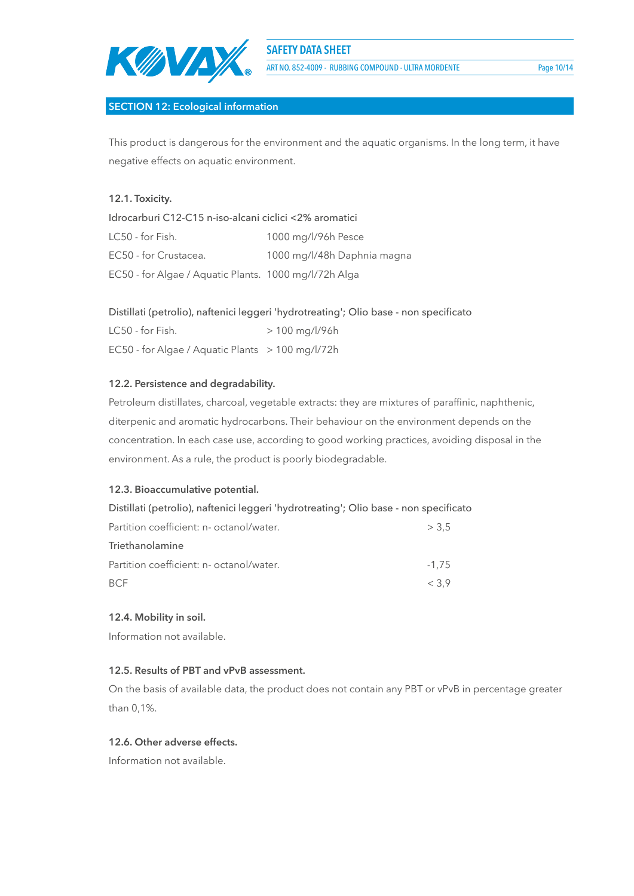## SECTION 12: Ecological information

This product is dangerous for the environment and the aquatic organisms. In the long term, it have negative effects on aquatic environment.

### 12.1. Toxicity.

Idrocarburi C12-C15 n-iso-alcani ciclici <2% aromatici

| | |
|---|---|
| LC50 - for Fish. | 1000 mg/l/96h Pesce |
| EC50 - for Crustacea. | 1000 mg/l/48h Daphnia magna |
| EC50 - for Algae / Aquatic Plants. | 1000 mg/l/72h Alga |

Distillati (petrolio), naftenici leggeri 'hydrotreating'; Olio base - non specificato

| | |
|---|---|
| LC50 - for Fish. | > 100 mg/l/96h |
| EC50 - for Algae / Aquatic Plants | > 100 mg/l/72h |

### 12.2. Persistence and degradability.

Petroleum distillates, charcoal, vegetable extracts: they are mixtures of paraffinic, naphthenic, diterpenic and aromatic hydrocarbons. Their behaviour on the environment depends on the concentration. In each case use, according to good working practices, avoiding disposal in the environment. As a rule, the product is poorly biodegradable.

### 12.3. Bioaccumulative potential.

Distillati (petrolio), naftenici leggeri 'hydrotreating'; Olio base - non specificato

| | |
|---|---|
| Partition coefficient: n- octanol/water. | > 3,5 |

Triethanolamine

| | |
|---|---|
| Partition coefficient: n- octanol/water. | -1,75 |
| BCF | < 3,9 |

### 12.4. Mobility in soil.

Information not available.

### 12.5. Results of PBT and vPvB assessment.

On the basis of available data, the product does not contain any PBT or vPvB in percentage greater than 0,1%.

### 12.6. Other adverse effects.

Information not available.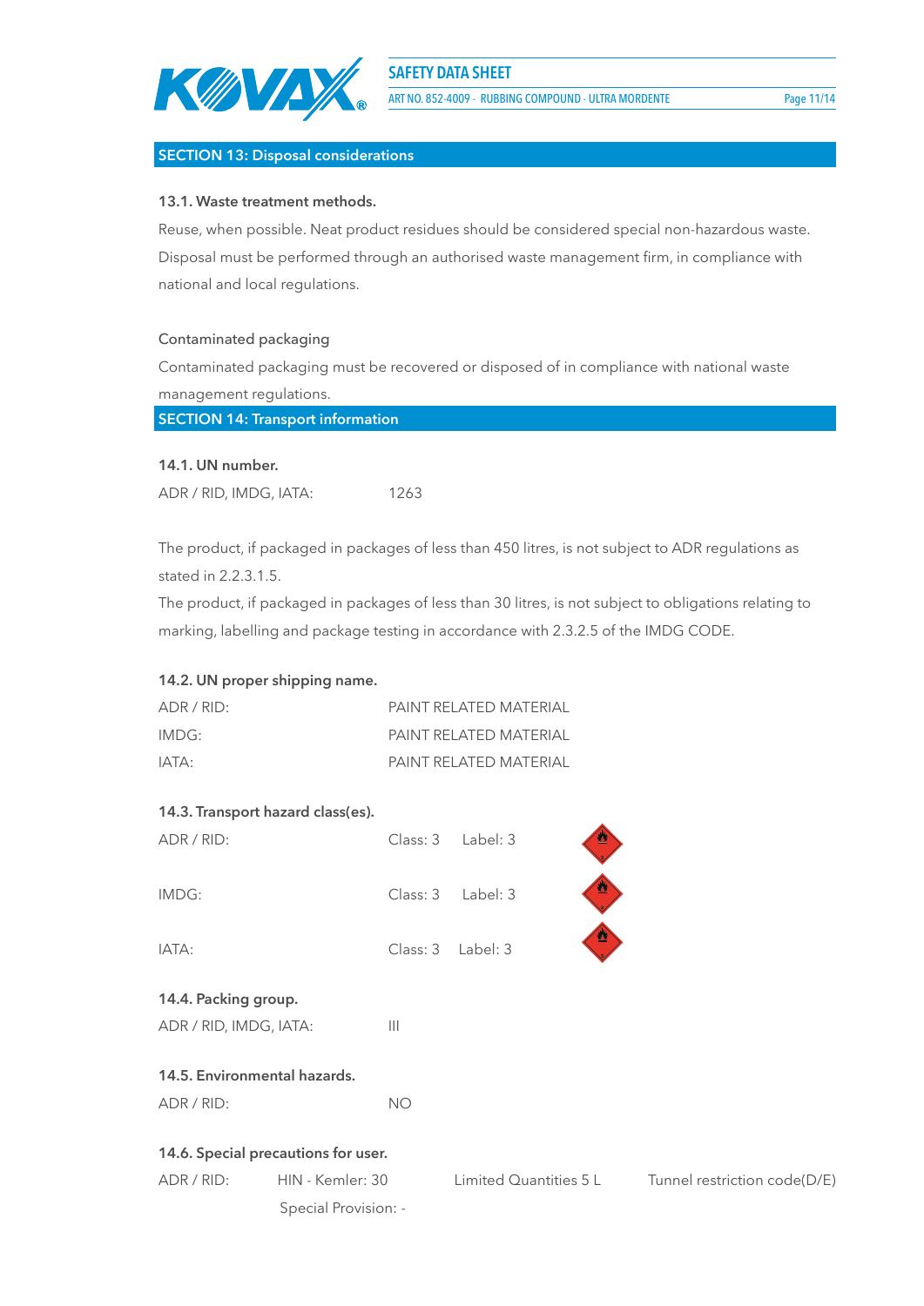## SECTION 13: Disposal considerations

### 13.1. Waste treatment methods.

Reuse, when possible. Neat product residues should be considered special non-hazardous waste. Disposal must be performed through an authorised waste management firm, in compliance with national and local regulations.

Contaminated packaging

Contaminated packaging must be recovered or disposed of in compliance with national waste management regulations.

## SECTION 14: Transport information

### 14.1. UN number.

ADR / RID, IMDG, IATA: 1263

The product, if packaged in packages of less than 450 litres, is not subject to ADR regulations as stated in 2.2.3.1.5.

The product, if packaged in packages of less than 30 litres, is not subject to obligations relating to marking, labelling and package testing in accordance with 2.3.2.5 of the IMDG CODE.

### 14.2. UN proper shipping name.

| | |
|---|---|
| ADR / RID: | PAINT RELATED MATERIAL |
| IMDG: | PAINT RELATED MATERIAL |
| IATA: | PAINT RELATED MATERIAL |

### 14.3. Transport hazard class(es).

| | | |
|---|---|---|
| ADR / RID: | Class: 3 | Label: 3 |
| IMDG: | Class: 3 | Label: 3 |
| IATA: | Class: 3 | Label: 3 |

### 14.4. Packing group.

ADR / RID, IMDG, IATA: III

### 14.5. Environmental hazards.

ADR / RID: NO

### 14.6. Special precautions for user.

ADR / RID: HIN - Kemler: 30 Limited Quantities 5 L Tunnel restriction code(D/E)

Special Provision: -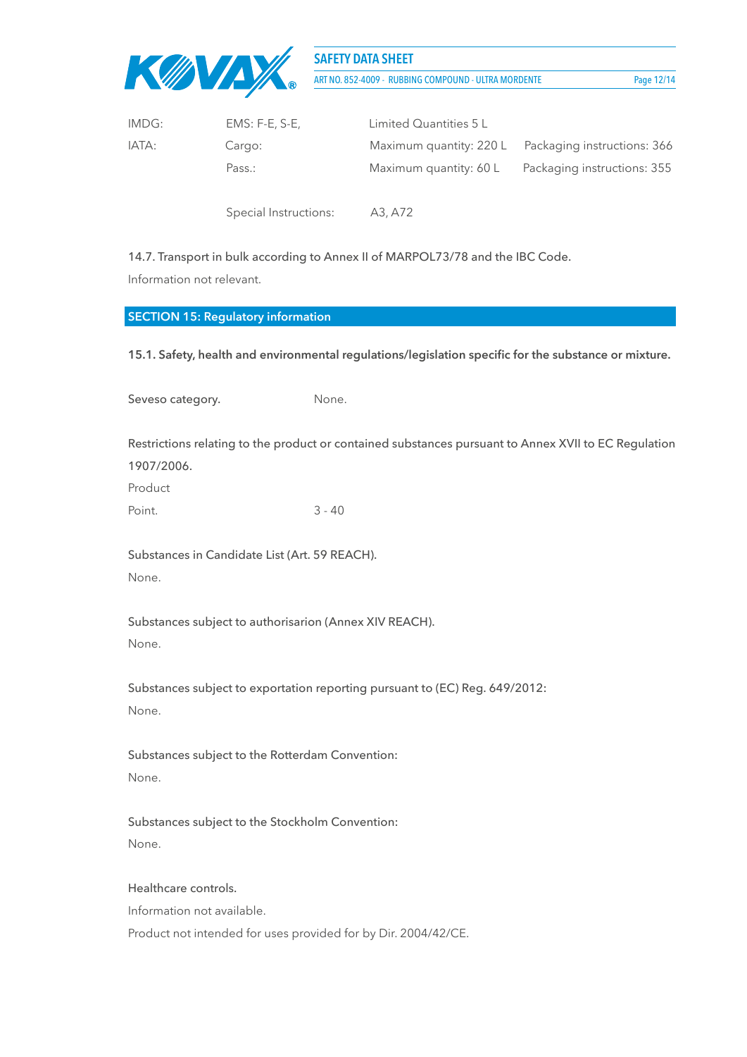| | | | |
|---|---|---|---|
| IMDG: | EMS: F-E, S-E, | Limited Quantities 5 L | |
| IATA: | Cargo: | Maximum quantity: 220 L | Packaging instructions: 366 |
| | Pass.: | Maximum quantity: 60 L | Packaging instructions: 355 |
| | Special Instructions: | A3, A72 | |

14.7. Transport in bulk according to Annex II of MARPOL73/78 and the IBC Code.

Information not relevant.

## SECTION 15: Regulatory information

**15.1. Safety, health and environmental regulations/legislation specific for the substance or mixture.**

Seveso category. None.

Restrictions relating to the product or contained substances pursuant to Annex XVII to EC Regulation 1907/2006.

Product

Point. 3 - 40

Substances in Candidate List (Art. 59 REACH).

None.

Substances subject to authorisarion (Annex XIV REACH).

None.

Substances subject to exportation reporting pursuant to (EC) Reg. 649/2012:

None.

Substances subject to the Rotterdam Convention:

None.

Substances subject to the Stockholm Convention:

None.

Healthcare controls.

Information not available.

Product not intended for uses provided for by Dir. 2004/42/CE.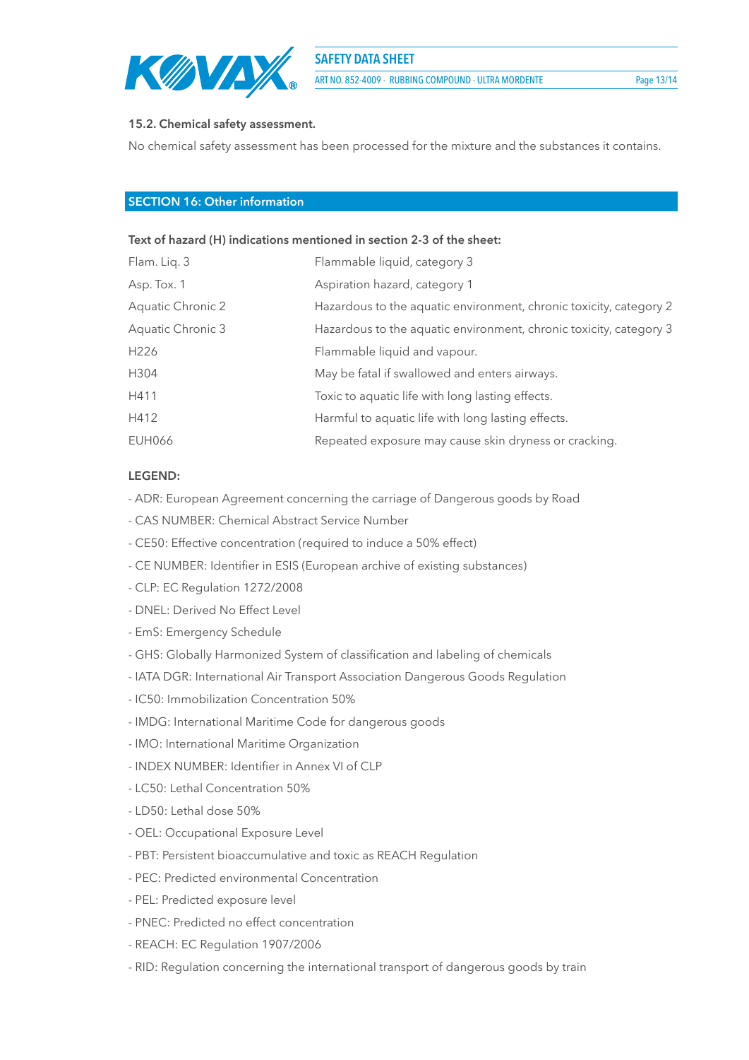### 15.2. Chemical safety assessment.

No chemical safety assessment has been processed for the mixture and the substances it contains.

## SECTION 16: Other information

**Text of hazard (H) indications mentioned in section 2-3 of the sheet:**

| | |
|---|---|
| Flam. Liq. 3 | Flammable liquid, category 3 |
| Asp. Tox. 1 | Aspiration hazard, category 1 |
| Aquatic Chronic 2 | Hazardous to the aquatic environment, chronic toxicity, category 2 |
| Aquatic Chronic 3 | Hazardous to the aquatic environment, chronic toxicity, category 3 |
| H226 | Flammable liquid and vapour. |
| H304 | May be fatal if swallowed and enters airways. |
| H411 | Toxic to aquatic life with long lasting effects. |
| H412 | Harmful to aquatic life with long lasting effects. |
| EUH066 | Repeated exposure may cause skin dryness or cracking. |

**LEGEND:**

- ADR: European Agreement concerning the carriage of Dangerous goods by Road
- CAS NUMBER: Chemical Abstract Service Number
- CE50: Effective concentration (required to induce a 50% effect)
- CE NUMBER: Identifier in ESIS (European archive of existing substances)
- CLP: EC Regulation 1272/2008
- DNEL: Derived No Effect Level
- EmS: Emergency Schedule
- GHS: Globally Harmonized System of classification and labeling of chemicals
- IATA DGR: International Air Transport Association Dangerous Goods Regulation
- IC50: Immobilization Concentration 50%
- IMDG: International Maritime Code for dangerous goods
- IMO: International Maritime Organization
- INDEX NUMBER: Identifier in Annex VI of CLP
- LC50: Lethal Concentration 50%
- LD50: Lethal dose 50%
- OEL: Occupational Exposure Level
- PBT: Persistent bioaccumulative and toxic as REACH Regulation
- PEC: Predicted environmental Concentration
- PEL: Predicted exposure level
- PNEC: Predicted no effect concentration
- REACH: EC Regulation 1907/2006
- RID: Regulation concerning the international transport of dangerous goods by train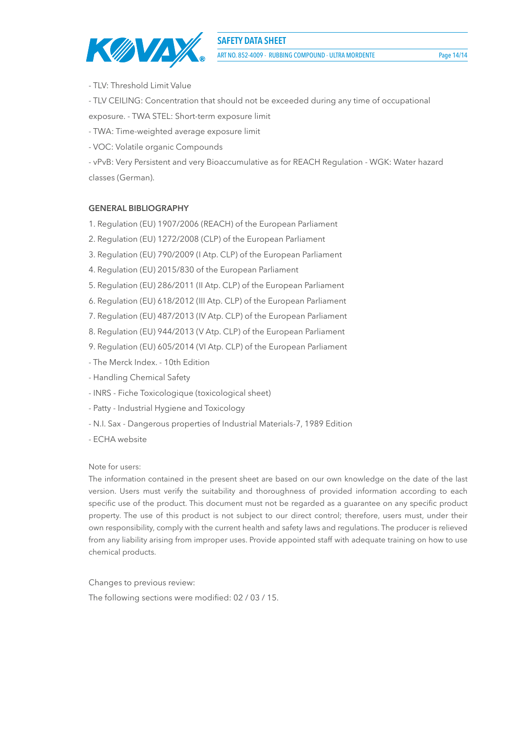- TLV: Threshold Limit Value

- TLV CEILING: Concentration that should not be exceeded during any time of occupational exposure. - TWA STEL: Short-term exposure limit

- TWA: Time-weighted average exposure limit

- VOC: Volatile organic Compounds

- vPvB: Very Persistent and very Bioaccumulative as for REACH Regulation - WGK: Water hazard classes (German).

**GENERAL BIBLIOGRAPHY**

1. Regulation (EU) 1907/2006 (REACH) of the European Parliament
2. Regulation (EU) 1272/2008 (CLP) of the European Parliament
3. Regulation (EU) 790/2009 (I Atp. CLP) of the European Parliament
4. Regulation (EU) 2015/830 of the European Parliament
5. Regulation (EU) 286/2011 (II Atp. CLP) of the European Parliament
6. Regulation (EU) 618/2012 (III Atp. CLP) of the European Parliament
7. Regulation (EU) 487/2013 (IV Atp. CLP) of the European Parliament
8. Regulation (EU) 944/2013 (V Atp. CLP) of the European Parliament
9. Regulation (EU) 605/2014 (VI Atp. CLP) of the European Parliament

- The Merck Index. - 10th Edition
- Handling Chemical Safety
- INRS - Fiche Toxicologique (toxicological sheet)
- Patty - Industrial Hygiene and Toxicology
- N.I. Sax - Dangerous properties of Industrial Materials-7, 1989 Edition
- ECHA website

Note for users:
The information contained in the present sheet are based on our own knowledge on the date of the last version. Users must verify the suitability and thoroughness of provided information according to each specific use of the product. This document must not be regarded as a guarantee on any specific product property. The use of this product is not subject to our direct control; therefore, users must, under their own responsibility, comply with the current health and safety laws and regulations. The producer is relieved from any liability arising from improper uses. Provide appointed staff with adequate training on how to use chemical products.

Changes to previous review:

The following sections were modified: 02 / 03 / 15.